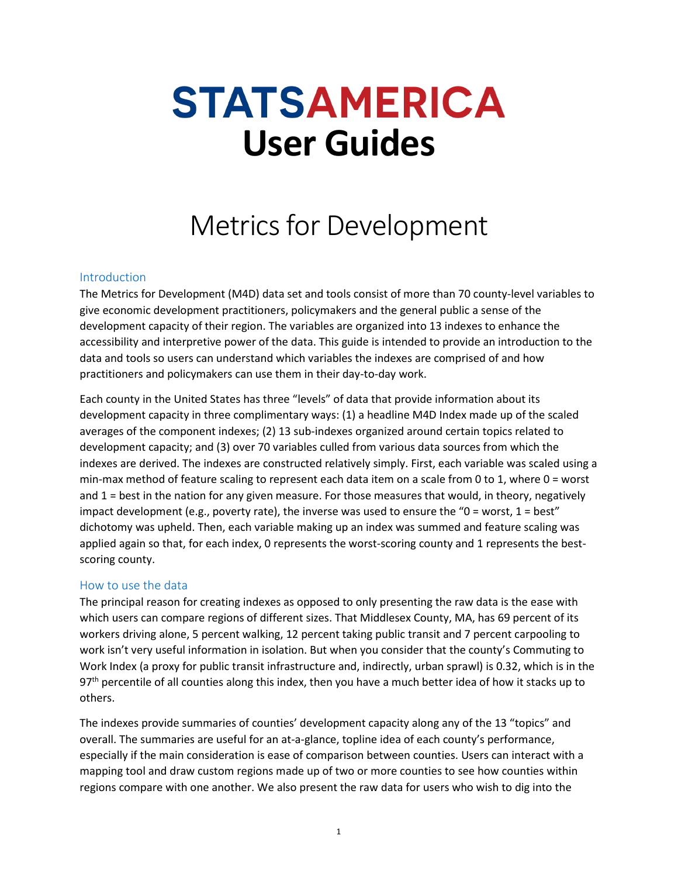# STATSAMERICA User Guides

# Metrics for Development

## Introduction

The Metrics for Development (M4D) data set and tools consist of more than 70 county-level variables to give economic development practitioners, policymakers and the general public a sense of the development capacity of their region. The variables are organized into 13 indexes to enhance the accessibility and interpretive power of the data. This guide is intended to provide an introduction to the data and tools so users can understand which variables the indexes are comprised of and how practitioners and policymakers can use them in their day-to-day work.

Each county in the United States has three "levels" of data that provide information about its development capacity in three complimentary ways: (1) a headline M4D Index made up of the scaled averages of the component indexes; (2) 13 sub-indexes organized around certain topics related to development capacity; and (3) over 70 variables culled from various data sources from which the indexes are derived. The indexes are constructed relatively simply. First, each variable was scaled using a min-max method of feature scaling to represent each data item on a scale from 0 to 1, where 0 = worst and 1 = best in the nation for any given measure. For those measures that would, in theory, negatively impact development (e.g., poverty rate), the inverse was used to ensure the "0 = worst, 1 = best" dichotomy was upheld. Then, each variable making up an index was summed and feature scaling was applied again so that, for each index, 0 represents the worst-scoring county and 1 represents the best-scoring county.

## How to use the data

The principal reason for creating indexes as opposed to only presenting the raw data is the ease with which users can compare regions of different sizes. That Middlesex County, MA, has 69 percent of its workers driving alone, 5 percent walking, 12 percent taking public transit and 7 percent carpooling to work isn't very useful information in isolation. But when you consider that the county's Commuting to Work Index (a proxy for public transit infrastructure and, indirectly, urban sprawl) is 0.32, which is in the 97th percentile of all counties along this index, then you have a much better idea of how it stacks up to others.

The indexes provide summaries of counties' development capacity along any of the 13 "topics" and overall. The summaries are useful for an at-a-glance, topline idea of each county's performance, especially if the main consideration is ease of comparison between counties. Users can interact with a mapping tool and draw custom regions made up of two or more counties to see how counties within regions compare with one another. We also present the raw data for users who wish to dig into the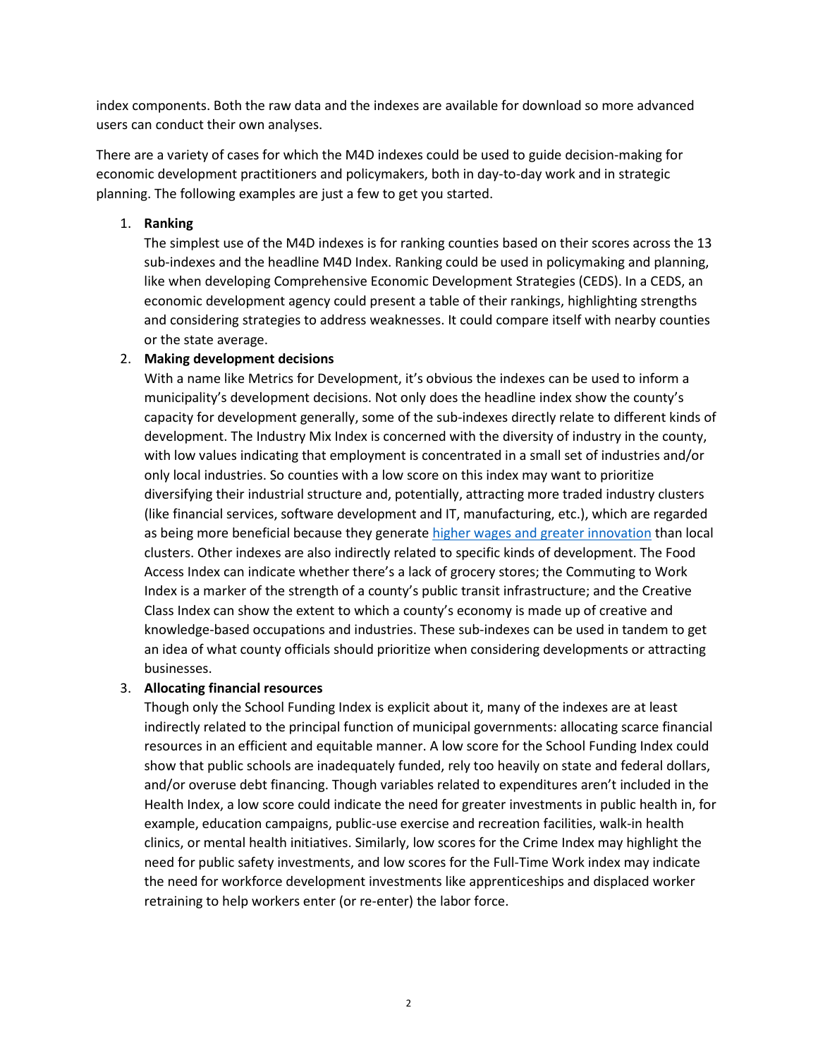index components. Both the raw data and the indexes are available for download so more advanced users can conduct their own analyses.

There are a variety of cases for which the M4D indexes could be used to guide decision-making for economic development practitioners and policymakers, both in day-to-day work and in strategic planning. The following examples are just a few to get you started.

1. **Ranking**
   The simplest use of the M4D indexes is for ranking counties based on their scores across the 13 sub-indexes and the headline M4D Index. Ranking could be used in policymaking and planning, like when developing Comprehensive Economic Development Strategies (CEDS). In a CEDS, an economic development agency could present a table of their rankings, highlighting strengths and considering strategies to address weaknesses. It could compare itself with nearby counties or the state average.
2. **Making development decisions**
   With a name like Metrics for Development, it's obvious the indexes can be used to inform a municipality's development decisions. Not only does the headline index show the county's capacity for development generally, some of the sub-indexes directly relate to different kinds of development. The Industry Mix Index is concerned with the diversity of industry in the county, with low values indicating that employment is concentrated in a small set of industries and/or only local industries. So counties with a low score on this index may want to prioritize diversifying their industrial structure and, potentially, attracting more traded industry clusters (like financial services, software development and IT, manufacturing, etc.), which are regarded as being more beneficial because they generate higher wages and greater innovation than local clusters. Other indexes are also indirectly related to specific kinds of development. The Food Access Index can indicate whether there's a lack of grocery stores; the Commuting to Work Index is a marker of the strength of a county's public transit infrastructure; and the Creative Class Index can show the extent to which a county's economy is made up of creative and knowledge-based occupations and industries. These sub-indexes can be used in tandem to get an idea of what county officials should prioritize when considering developments or attracting businesses.
3. **Allocating financial resources**
   Though only the School Funding Index is explicit about it, many of the indexes are at least indirectly related to the principal function of municipal governments: allocating scarce financial resources in an efficient and equitable manner. A low score for the School Funding Index could show that public schools are inadequately funded, rely too heavily on state and federal dollars, and/or overuse debt financing. Though variables related to expenditures aren't included in the Health Index, a low score could indicate the need for greater investments in public health in, for example, education campaigns, public-use exercise and recreation facilities, walk-in health clinics, or mental health initiatives. Similarly, low scores for the Crime Index may highlight the need for public safety investments, and low scores for the Full-Time Work index may indicate the need for workforce development investments like apprenticeships and displaced worker retraining to help workers enter (or re-enter) the labor force.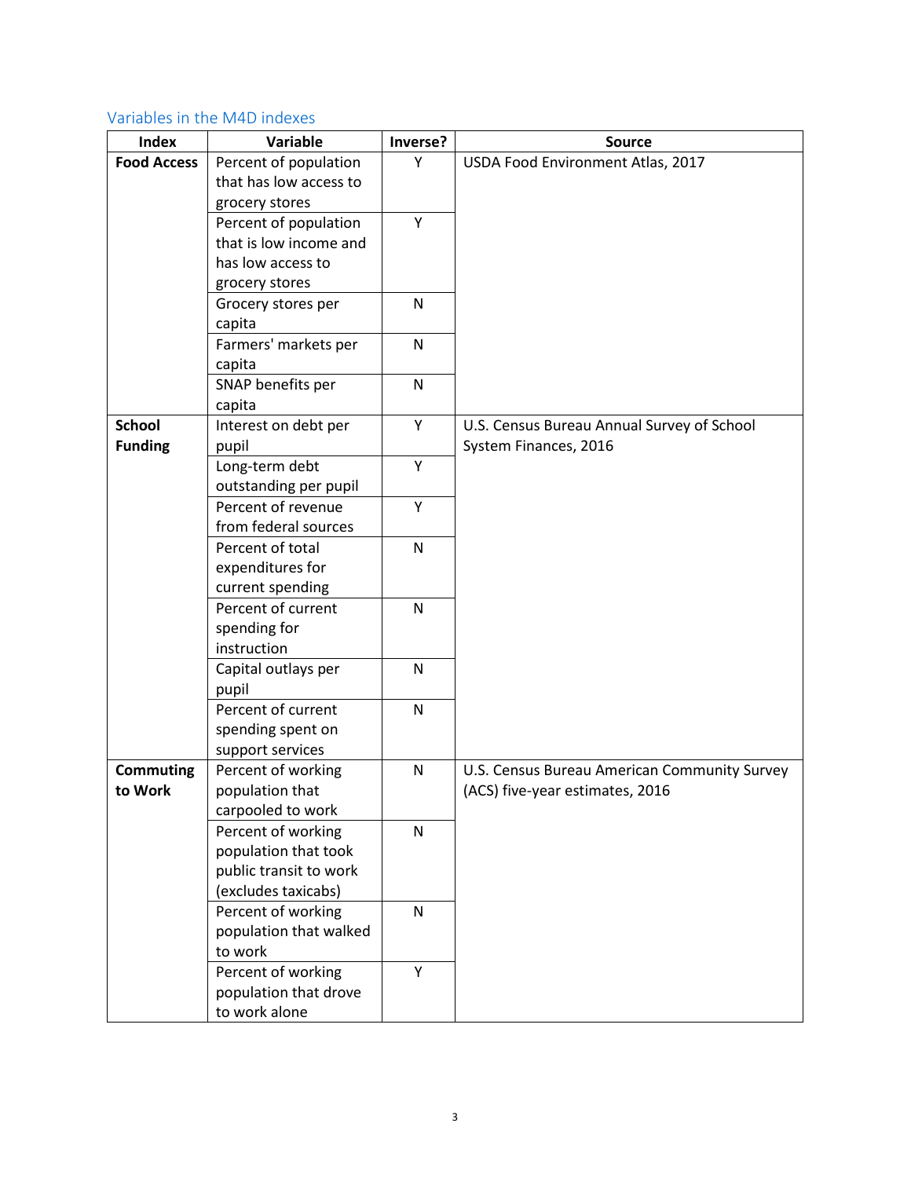## Variables in the M4D indexes

| Index | Variable | Inverse? | Source |
|---|---|---|---|
| **Food Access** | Percent of population that has low access to grocery stores | Y | USDA Food Environment Atlas, 2017 |
| | Percent of population that is low income and has low access to grocery stores | Y | |
| | Grocery stores per capita | N | |
| | Farmers' markets per capita | N | |
| | SNAP benefits per capita | N | |
| **School Funding** | Interest on debt per pupil | Y | U.S. Census Bureau Annual Survey of School System Finances, 2016 |
| | Long-term debt outstanding per pupil | Y | |
| | Percent of revenue from federal sources | Y | |
| | Percent of total expenditures for current spending | N | |
| | Percent of current spending for instruction | N | |
| | Capital outlays per pupil | N | |
| | Percent of current spending spent on support services | N | |
| **Commuting to Work** | Percent of working population that carpooled to work | N | U.S. Census Bureau American Community Survey (ACS) five-year estimates, 2016 |
| | Percent of working population that took public transit to work (excludes taxicabs) | N | |
| | Percent of working population that walked to work | N | |
| | Percent of working population that drove to work alone | Y | |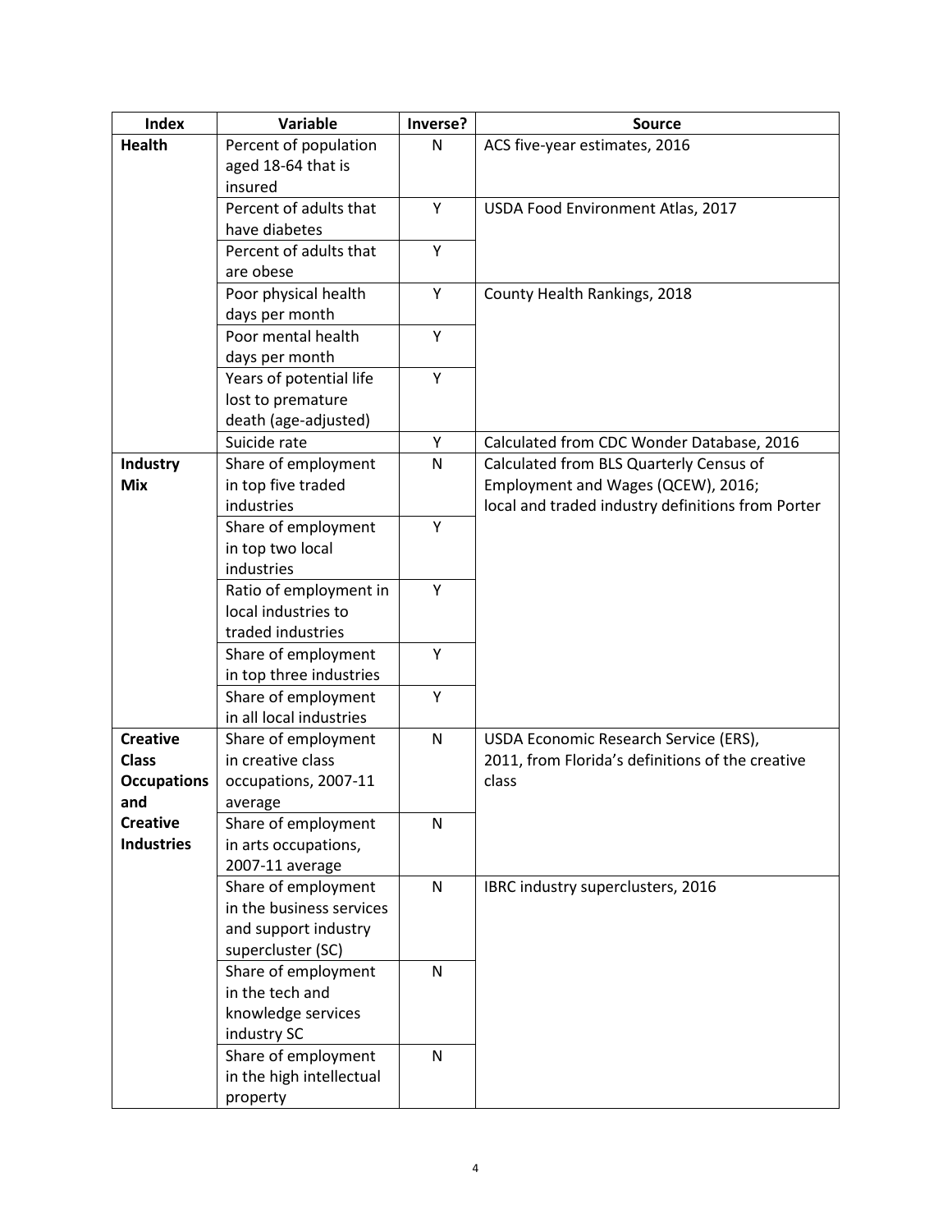| Index | Variable | Inverse? | Source |
| --- | --- | --- | --- |
| **Health** | Percent of population aged 18-64 that is insured | N | ACS five-year estimates, 2016 |
| | Percent of adults that have diabetes | Y | USDA Food Environment Atlas, 2017 |
| | Percent of adults that are obese | Y | |
| | Poor physical health days per month | Y | County Health Rankings, 2018 |
| | Poor mental health days per month | Y | |
| | Years of potential life lost to premature death (age-adjusted) | Y | |
| | Suicide rate | Y | Calculated from CDC Wonder Database, 2016 |
| **Industry Mix** | Share of employment in top five traded industries | N | Calculated from BLS Quarterly Census of Employment and Wages (QCEW), 2016; local and traded industry definitions from Porter |
| | Share of employment in top two local industries | Y | |
| | Ratio of employment in local industries to traded industries | Y | |
| | Share of employment in top three industries | Y | |
| | Share of employment in all local industries | Y | |
| **Creative Class Occupations and Creative Industries** | Share of employment in creative class occupations, 2007-11 average | N | USDA Economic Research Service (ERS), 2011, from Florida's definitions of the creative class |
| | Share of employment in arts occupations, 2007-11 average | N | |
| | Share of employment in the business services and support industry supercluster (SC) | N | IBRC industry superclusters, 2016 |
| | Share of employment in the tech and knowledge services industry SC | N | |
| | Share of employment in the high intellectual property | N | |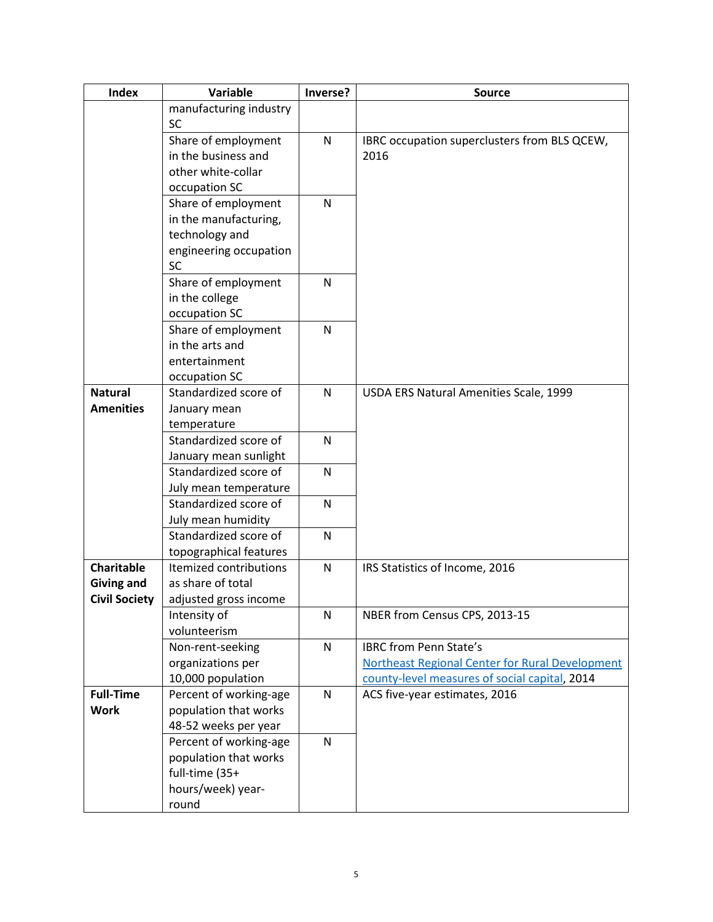| Index | Variable | Inverse? | Source |
|---|---|---|---|
| | manufacturing industry SC | | |
| | Share of employment in the business and other white-collar occupation SC | N | IBRC occupation superclusters from BLS QCEW, 2016 |
| | Share of employment in the manufacturing, technology and engineering occupation SC | N | |
| | Share of employment in the college occupation SC | N | |
| | Share of employment in the arts and entertainment occupation SC | N | |
| **Natural Amenities** | Standardized score of January mean temperature | N | USDA ERS Natural Amenities Scale, 1999 |
| | Standardized score of January mean sunlight | N | |
| | Standardized score of July mean temperature | N | |
| | Standardized score of July mean humidity | N | |
| | Standardized score of topographical features | N | |
| **Charitable Giving and Civil Society** | Itemized contributions as share of total adjusted gross income | N | IRS Statistics of Income, 2016 |
| | Intensity of volunteerism | N | NBER from Census CPS, 2013-15 |
| | Non-rent-seeking organizations per 10,000 population | N | IBRC from Penn State's Northeast Regional Center for Rural Development county-level measures of social capital, 2014 |
| **Full-Time Work** | Percent of working-age population that works 48-52 weeks per year | N | ACS five-year estimates, 2016 |
| | Percent of working-age population that works full-time (35+ hours/week) year-round | N | |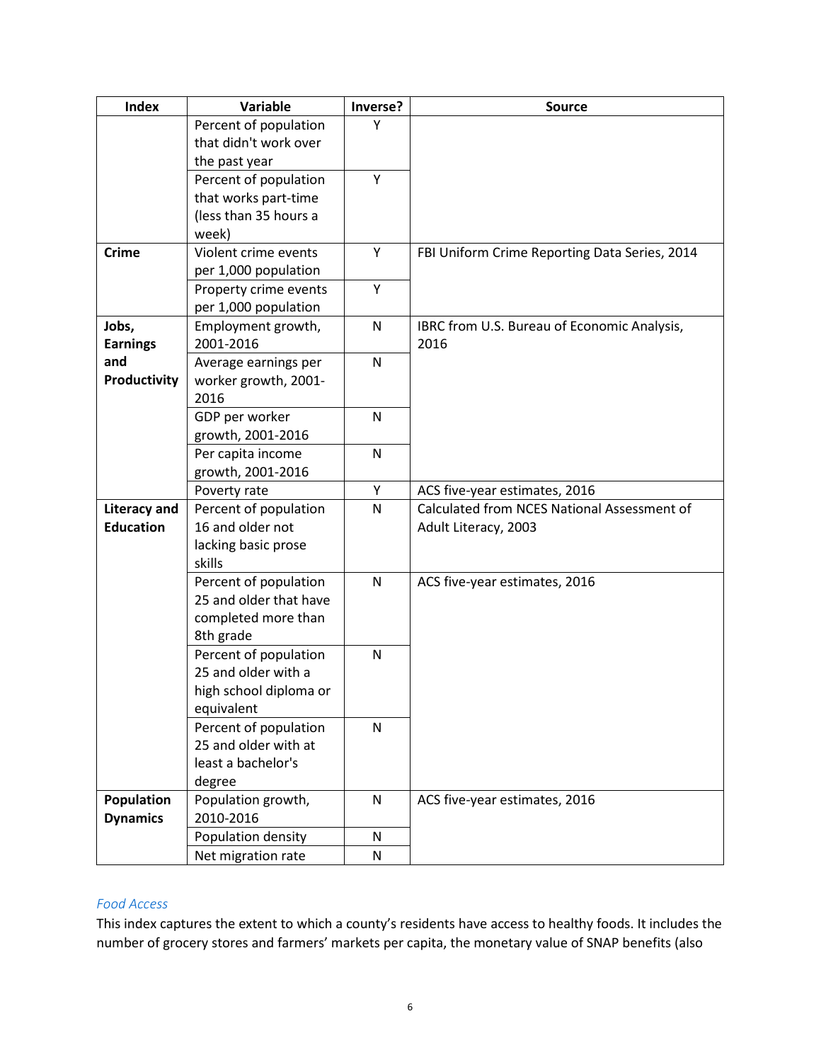| Index | Variable | Inverse? | Source |
|---|---|---|---|
| | Percent of population that didn't work over the past year | Y | |
| | Percent of population that works part-time (less than 35 hours a week) | Y | |
| **Crime** | Violent crime events per 1,000 population | Y | FBI Uniform Crime Reporting Data Series, 2014 |
| | Property crime events per 1,000 population | Y | |
| **Jobs, Earnings and Productivity** | Employment growth, 2001-2016 | N | IBRC from U.S. Bureau of Economic Analysis, 2016 |
| | Average earnings per worker growth, 2001-2016 | N | |
| | GDP per worker growth, 2001-2016 | N | |
| | Per capita income growth, 2001-2016 | N | |
| | Poverty rate | Y | ACS five-year estimates, 2016 |
| **Literacy and Education** | Percent of population 16 and older not lacking basic prose skills | N | Calculated from NCES National Assessment of Adult Literacy, 2003 |
| | Percent of population 25 and older that have completed more than 8th grade | N | ACS five-year estimates, 2016 |
| | Percent of population 25 and older with a high school diploma or equivalent | N | |
| | Percent of population 25 and older with at least a bachelor's degree | N | |
| **Population Dynamics** | Population growth, 2010-2016 | N | ACS five-year estimates, 2016 |
| | Population density | N | |
| | Net migration rate | N | |

### *Food Access*

This index captures the extent to which a county's residents have access to healthy foods. It includes the number of grocery stores and farmers' markets per capita, the monetary value of SNAP benefits (also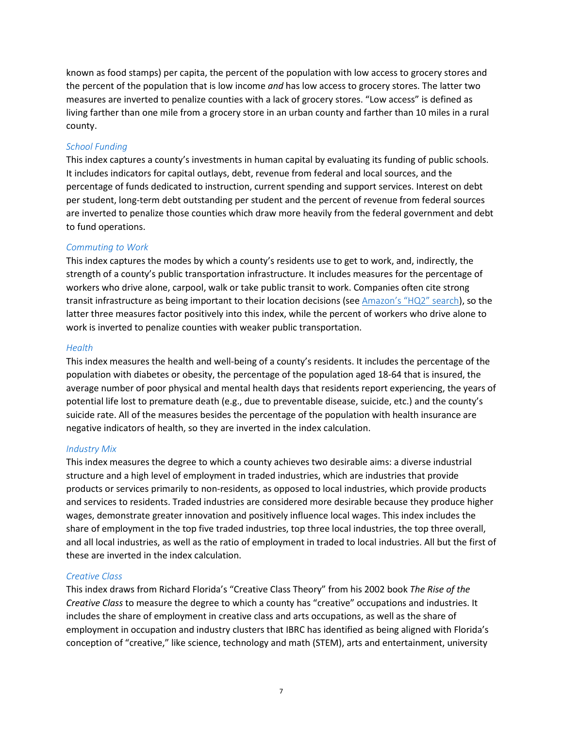known as food stamps) per capita, the percent of the population with low access to grocery stores and the percent of the population that is low income *and* has low access to grocery stores. The latter two measures are inverted to penalize counties with a lack of grocery stores. "Low access" is defined as living farther than one mile from a grocery store in an urban county and farther than 10 miles in a rural county.

### *School Funding*

This index captures a county's investments in human capital by evaluating its funding of public schools. It includes indicators for capital outlays, debt, revenue from federal and local sources, and the percentage of funds dedicated to instruction, current spending and support services. Interest on debt per student, long-term debt outstanding per student and the percent of revenue from federal sources are inverted to penalize those counties which draw more heavily from the federal government and debt to fund operations.

### *Commuting to Work*

This index captures the modes by which a county's residents use to get to work, and, indirectly, the strength of a county's public transportation infrastructure. It includes measures for the percentage of workers who drive alone, carpool, walk or take public transit to work. Companies often cite strong transit infrastructure as being important to their location decisions (see Amazon's "HQ2" search), so the latter three measures factor positively into this index, while the percent of workers who drive alone to work is inverted to penalize counties with weaker public transportation.

### *Health*

This index measures the health and well-being of a county's residents. It includes the percentage of the population with diabetes or obesity, the percentage of the population aged 18-64 that is insured, the average number of poor physical and mental health days that residents report experiencing, the years of potential life lost to premature death (e.g., due to preventable disease, suicide, etc.) and the county's suicide rate. All of the measures besides the percentage of the population with health insurance are negative indicators of health, so they are inverted in the index calculation.

### *Industry Mix*

This index measures the degree to which a county achieves two desirable aims: a diverse industrial structure and a high level of employment in traded industries, which are industries that provide products or services primarily to non-residents, as opposed to local industries, which provide products and services to residents. Traded industries are considered more desirable because they produce higher wages, demonstrate greater innovation and positively influence local wages. This index includes the share of employment in the top five traded industries, top three local industries, the top three overall, and all local industries, as well as the ratio of employment in traded to local industries. All but the first of these are inverted in the index calculation.

### *Creative Class*

This index draws from Richard Florida's "Creative Class Theory" from his 2002 book *The Rise of the Creative Class* to measure the degree to which a county has "creative" occupations and industries. It includes the share of employment in creative class and arts occupations, as well as the share of employment in occupation and industry clusters that IBRC has identified as being aligned with Florida's conception of "creative," like science, technology and math (STEM), arts and entertainment, university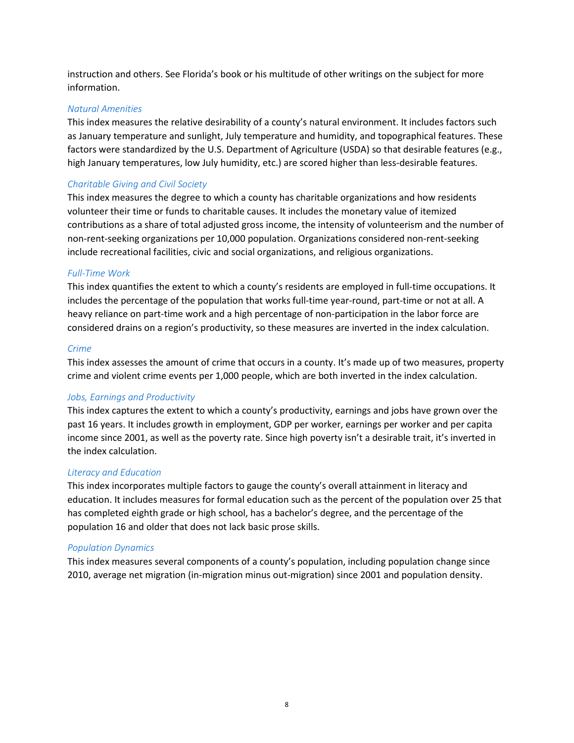instruction and others. See Florida's book or his multitude of other writings on the subject for more information.

### *Natural Amenities*

This index measures the relative desirability of a county's natural environment. It includes factors such as January temperature and sunlight, July temperature and humidity, and topographical features. These factors were standardized by the U.S. Department of Agriculture (USDA) so that desirable features (e.g., high January temperatures, low July humidity, etc.) are scored higher than less-desirable features.

### *Charitable Giving and Civil Society*

This index measures the degree to which a county has charitable organizations and how residents volunteer their time or funds to charitable causes. It includes the monetary value of itemized contributions as a share of total adjusted gross income, the intensity of volunteerism and the number of non-rent-seeking organizations per 10,000 population. Organizations considered non-rent-seeking include recreational facilities, civic and social organizations, and religious organizations.

### *Full-Time Work*

This index quantifies the extent to which a county's residents are employed in full-time occupations. It includes the percentage of the population that works full-time year-round, part-time or not at all. A heavy reliance on part-time work and a high percentage of non-participation in the labor force are considered drains on a region's productivity, so these measures are inverted in the index calculation.

### *Crime*

This index assesses the amount of crime that occurs in a county. It's made up of two measures, property crime and violent crime events per 1,000 people, which are both inverted in the index calculation.

### *Jobs, Earnings and Productivity*

This index captures the extent to which a county's productivity, earnings and jobs have grown over the past 16 years. It includes growth in employment, GDP per worker, earnings per worker and per capita income since 2001, as well as the poverty rate. Since high poverty isn't a desirable trait, it's inverted in the index calculation.

### *Literacy and Education*

This index incorporates multiple factors to gauge the county's overall attainment in literacy and education. It includes measures for formal education such as the percent of the population over 25 that has completed eighth grade or high school, has a bachelor's degree, and the percentage of the population 16 and older that does not lack basic prose skills.

### *Population Dynamics*

This index measures several components of a county's population, including population change since 2010, average net migration (in-migration minus out-migration) since 2001 and population density.